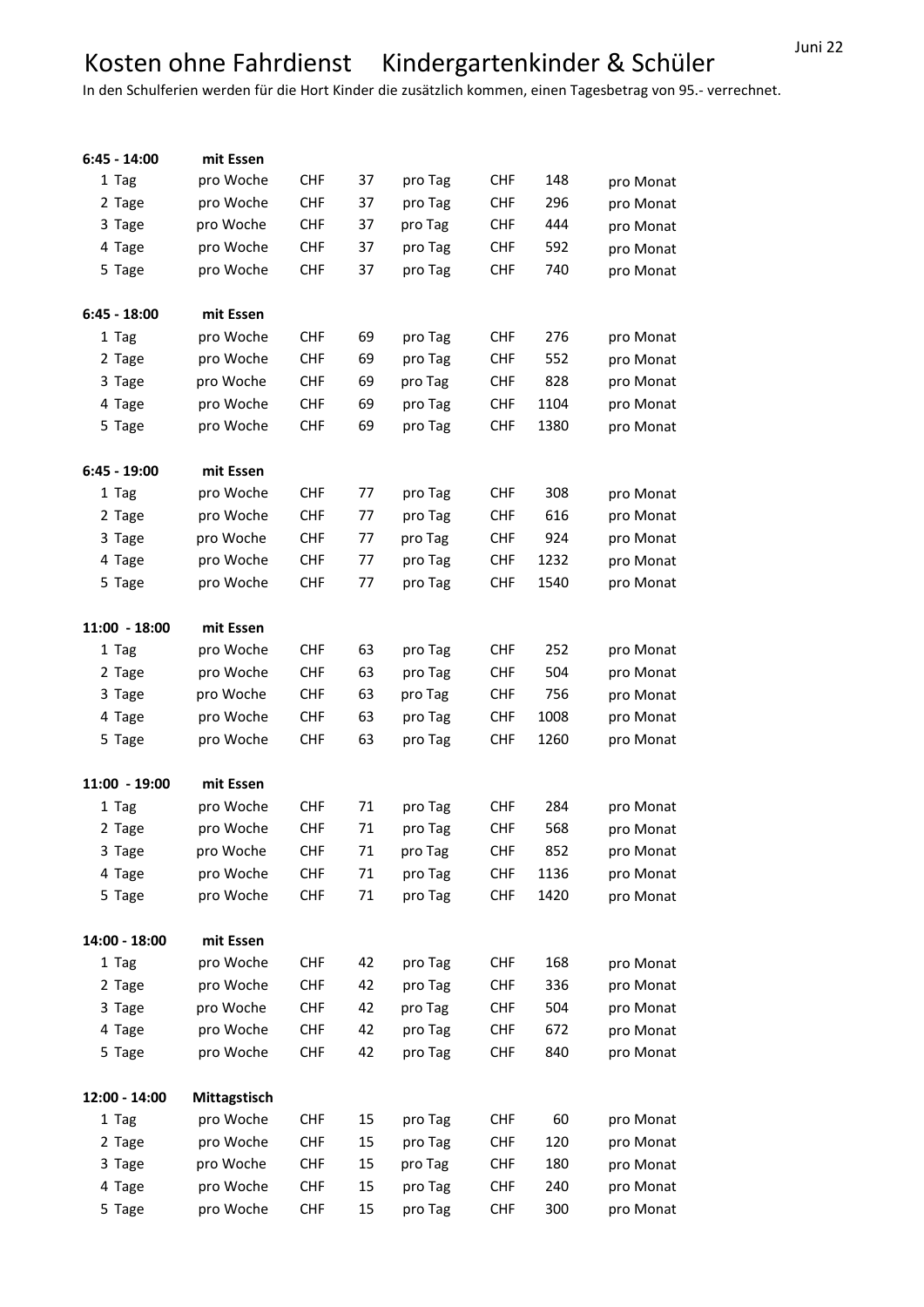# Kosten ohne Fahrdienst    Kindergartenkinder & Schüler

Juni 22

In den Schulferien werden für die Hort Kinder die zusätzlich kommen, einen Tagesbetrag von 95.- verrechnet.

| | | | | | | | |
|---|---|---|---|---|---|---|---|
| **6:45 - 14:00** | **mit Essen** | | | | | | |
| 1 Tag | pro Woche | CHF | 37 | pro Tag | CHF | 148 | pro Monat |
| 2 Tage | pro Woche | CHF | 37 | pro Tag | CHF | 296 | pro Monat |
| 3 Tage | pro Woche | CHF | 37 | pro Tag | CHF | 444 | pro Monat |
| 4 Tage | pro Woche | CHF | 37 | pro Tag | CHF | 592 | pro Monat |
| 5 Tage | pro Woche | CHF | 37 | pro Tag | CHF | 740 | pro Monat |
| **6:45 - 18:00** | **mit Essen** | | | | | | |
| 1 Tag | pro Woche | CHF | 69 | pro Tag | CHF | 276 | pro Monat |
| 2 Tage | pro Woche | CHF | 69 | pro Tag | CHF | 552 | pro Monat |
| 3 Tage | pro Woche | CHF | 69 | pro Tag | CHF | 828 | pro Monat |
| 4 Tage | pro Woche | CHF | 69 | pro Tag | CHF | 1104 | pro Monat |
| 5 Tage | pro Woche | CHF | 69 | pro Tag | CHF | 1380 | pro Monat |
| **6:45 - 19:00** | **mit Essen** | | | | | | |
| 1 Tag | pro Woche | CHF | 77 | pro Tag | CHF | 308 | pro Monat |
| 2 Tage | pro Woche | CHF | 77 | pro Tag | CHF | 616 | pro Monat |
| 3 Tage | pro Woche | CHF | 77 | pro Tag | CHF | 924 | pro Monat |
| 4 Tage | pro Woche | CHF | 77 | pro Tag | CHF | 1232 | pro Monat |
| 5 Tage | pro Woche | CHF | 77 | pro Tag | CHF | 1540 | pro Monat |
| **11:00 - 18:00** | **mit Essen** | | | | | | |
| 1 Tag | pro Woche | CHF | 63 | pro Tag | CHF | 252 | pro Monat |
| 2 Tage | pro Woche | CHF | 63 | pro Tag | CHF | 504 | pro Monat |
| 3 Tage | pro Woche | CHF | 63 | pro Tag | CHF | 756 | pro Monat |
| 4 Tage | pro Woche | CHF | 63 | pro Tag | CHF | 1008 | pro Monat |
| 5 Tage | pro Woche | CHF | 63 | pro Tag | CHF | 1260 | pro Monat |
| **11:00 - 19:00** | **mit Essen** | | | | | | |
| 1 Tag | pro Woche | CHF | 71 | pro Tag | CHF | 284 | pro Monat |
| 2 Tage | pro Woche | CHF | 71 | pro Tag | CHF | 568 | pro Monat |
| 3 Tage | pro Woche | CHF | 71 | pro Tag | CHF | 852 | pro Monat |
| 4 Tage | pro Woche | CHF | 71 | pro Tag | CHF | 1136 | pro Monat |
| 5 Tage | pro Woche | CHF | 71 | pro Tag | CHF | 1420 | pro Monat |
| **14:00 - 18:00** | **mit Essen** | | | | | | |
| 1 Tag | pro Woche | CHF | 42 | pro Tag | CHF | 168 | pro Monat |
| 2 Tage | pro Woche | CHF | 42 | pro Tag | CHF | 336 | pro Monat |
| 3 Tage | pro Woche | CHF | 42 | pro Tag | CHF | 504 | pro Monat |
| 4 Tage | pro Woche | CHF | 42 | pro Tag | CHF | 672 | pro Monat |
| 5 Tage | pro Woche | CHF | 42 | pro Tag | CHF | 840 | pro Monat |
| **12:00 - 14:00** | **Mittagstisch** | | | | | | |
| 1 Tag | pro Woche | CHF | 15 | pro Tag | CHF | 60 | pro Monat |
| 2 Tage | pro Woche | CHF | 15 | pro Tag | CHF | 120 | pro Monat |
| 3 Tage | pro Woche | CHF | 15 | pro Tag | CHF | 180 | pro Monat |
| 4 Tage | pro Woche | CHF | 15 | pro Tag | CHF | 240 | pro Monat |
| 5 Tage | pro Woche | CHF | 15 | pro Tag | CHF | 300 | pro Monat |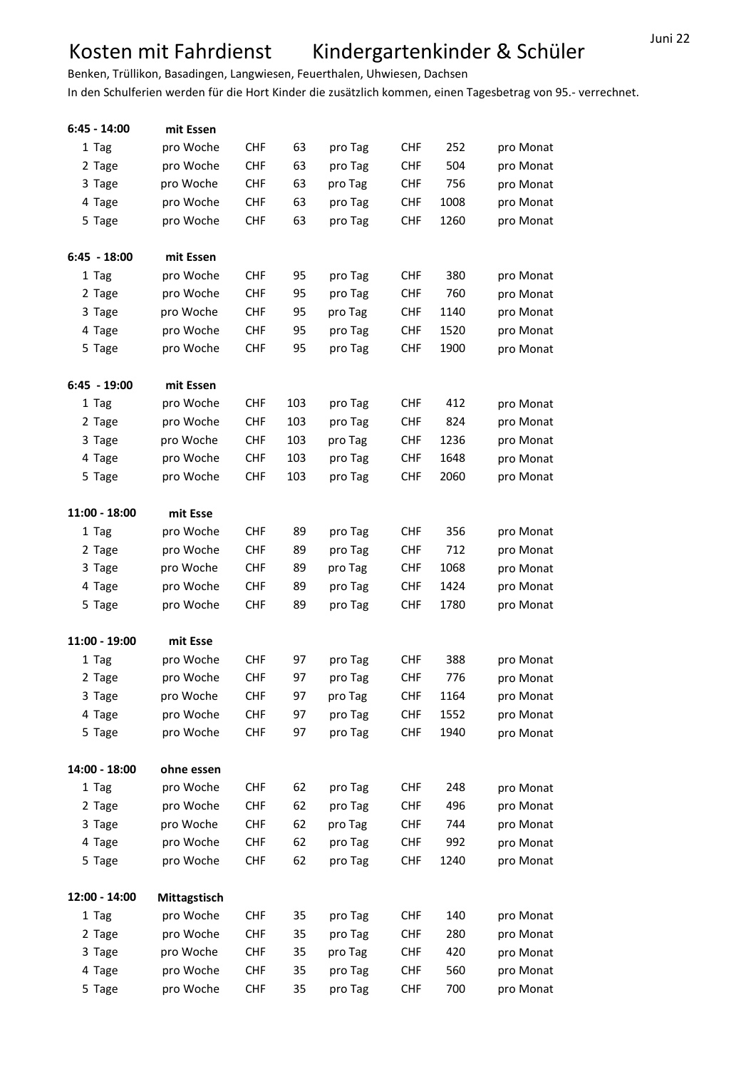# Kosten mit Fahrdienst Kindergartenkinder & Schüler

Juni 22

Benken, Trüllikon, Basadingen, Langwiesen, Feuerthalen, Uhwiesen, Dachsen

In den Schulferien werden für die Hort Kinder die zusätzlich kommen, einen Tagesbetrag von 95.- verrechnet.

| | | | | | | | |
|---|---|---|---|---|---|---|---|
| **6:45 - 14:00** | **mit Essen** | | | | | | |
| 1 Tag | pro Woche | CHF | 63 | pro Tag | CHF | 252 | pro Monat |
| 2 Tage | pro Woche | CHF | 63 | pro Tag | CHF | 504 | pro Monat |
| 3 Tage | pro Woche | CHF | 63 | pro Tag | CHF | 756 | pro Monat |
| 4 Tage | pro Woche | CHF | 63 | pro Tag | CHF | 1008 | pro Monat |
| 5 Tage | pro Woche | CHF | 63 | pro Tag | CHF | 1260 | pro Monat |
| **6:45 - 18:00** | **mit Essen** | | | | | | |
| 1 Tag | pro Woche | CHF | 95 | pro Tag | CHF | 380 | pro Monat |
| 2 Tage | pro Woche | CHF | 95 | pro Tag | CHF | 760 | pro Monat |
| 3 Tage | pro Woche | CHF | 95 | pro Tag | CHF | 1140 | pro Monat |
| 4 Tage | pro Woche | CHF | 95 | pro Tag | CHF | 1520 | pro Monat |
| 5 Tage | pro Woche | CHF | 95 | pro Tag | CHF | 1900 | pro Monat |
| **6:45 - 19:00** | **mit Essen** | | | | | | |
| 1 Tag | pro Woche | CHF | 103 | pro Tag | CHF | 412 | pro Monat |
| 2 Tage | pro Woche | CHF | 103 | pro Tag | CHF | 824 | pro Monat |
| 3 Tage | pro Woche | CHF | 103 | pro Tag | CHF | 1236 | pro Monat |
| 4 Tage | pro Woche | CHF | 103 | pro Tag | CHF | 1648 | pro Monat |
| 5 Tage | pro Woche | CHF | 103 | pro Tag | CHF | 2060 | pro Monat |
| **11:00 - 18:00** | **mit Esse** | | | | | | |
| 1 Tag | pro Woche | CHF | 89 | pro Tag | CHF | 356 | pro Monat |
| 2 Tage | pro Woche | CHF | 89 | pro Tag | CHF | 712 | pro Monat |
| 3 Tage | pro Woche | CHF | 89 | pro Tag | CHF | 1068 | pro Monat |
| 4 Tage | pro Woche | CHF | 89 | pro Tag | CHF | 1424 | pro Monat |
| 5 Tage | pro Woche | CHF | 89 | pro Tag | CHF | 1780 | pro Monat |
| **11:00 - 19:00** | **mit Esse** | | | | | | |
| 1 Tag | pro Woche | CHF | 97 | pro Tag | CHF | 388 | pro Monat |
| 2 Tage | pro Woche | CHF | 97 | pro Tag | CHF | 776 | pro Monat |
| 3 Tage | pro Woche | CHF | 97 | pro Tag | CHF | 1164 | pro Monat |
| 4 Tage | pro Woche | CHF | 97 | pro Tag | CHF | 1552 | pro Monat |
| 5 Tage | pro Woche | CHF | 97 | pro Tag | CHF | 1940 | pro Monat |
| **14:00 - 18:00** | **ohne essen** | | | | | | |
| 1 Tag | pro Woche | CHF | 62 | pro Tag | CHF | 248 | pro Monat |
| 2 Tage | pro Woche | CHF | 62 | pro Tag | CHF | 496 | pro Monat |
| 3 Tage | pro Woche | CHF | 62 | pro Tag | CHF | 744 | pro Monat |
| 4 Tage | pro Woche | CHF | 62 | pro Tag | CHF | 992 | pro Monat |
| 5 Tage | pro Woche | CHF | 62 | pro Tag | CHF | 1240 | pro Monat |
| **12:00 - 14:00** | **Mittagstisch** | | | | | | |
| 1 Tag | pro Woche | CHF | 35 | pro Tag | CHF | 140 | pro Monat |
| 2 Tage | pro Woche | CHF | 35 | pro Tag | CHF | 280 | pro Monat |
| 3 Tage | pro Woche | CHF | 35 | pro Tag | CHF | 420 | pro Monat |
| 4 Tage | pro Woche | CHF | 35 | pro Tag | CHF | 560 | pro Monat |
| 5 Tage | pro Woche | CHF | 35 | pro Tag | CHF | 700 | pro Monat |